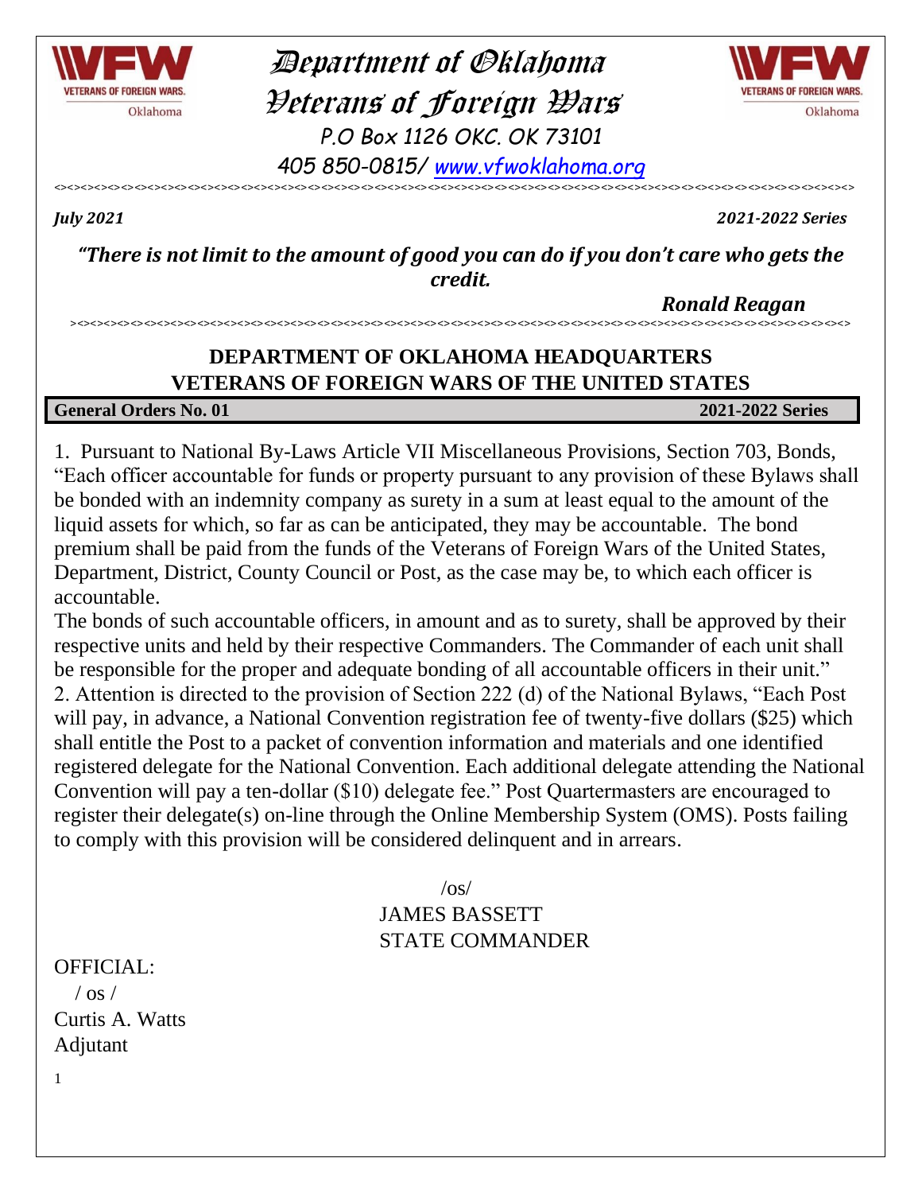# Department of Oklahoma
# Veterans of Foreign Wars

P.O Box 1126 OKC. OK 73101

405 850-0815/ www.vfwoklahoma.org

*July 2021* *2021-2022 Series*

***"There is not limit to the amount of good you can do if you don't care who gets the credit.***

***Ronald Reagan***

## DEPARTMENT OF OKLAHOMA HEADQUARTERS
## VETERANS OF FOREIGN WARS OF THE UNITED STATES

**General Orders No. 01** **2021-2022 Series**

1. Pursuant to National By-Laws Article VII Miscellaneous Provisions, Section 703, Bonds, "Each officer accountable for funds or property pursuant to any provision of these Bylaws shall be bonded with an indemnity company as surety in a sum at least equal to the amount of the liquid assets for which, so far as can be anticipated, they may be accountable. The bond premium shall be paid from the funds of the Veterans of Foreign Wars of the United States, Department, District, County Council or Post, as the case may be, to which each officer is accountable.

The bonds of such accountable officers, in amount and as to surety, shall be approved by their respective units and held by their respective Commanders. The Commander of each unit shall be responsible for the proper and adequate bonding of all accountable officers in their unit."

2. Attention is directed to the provision of Section 222 (d) of the National Bylaws, "Each Post will pay, in advance, a National Convention registration fee of twenty-five dollars ($25) which shall entitle the Post to a packet of convention information and materials and one identified registered delegate for the National Convention. Each additional delegate attending the National Convention will pay a ten-dollar ($10) delegate fee." Post Quartermasters are encouraged to register their delegate(s) on-line through the Online Membership System (OMS). Posts failing to comply with this provision will be considered delinquent and in arrears.

/os/
JAMES BASSETT
STATE COMMANDER

OFFICIAL:
/ os /
Curtis A. Watts
Adjutant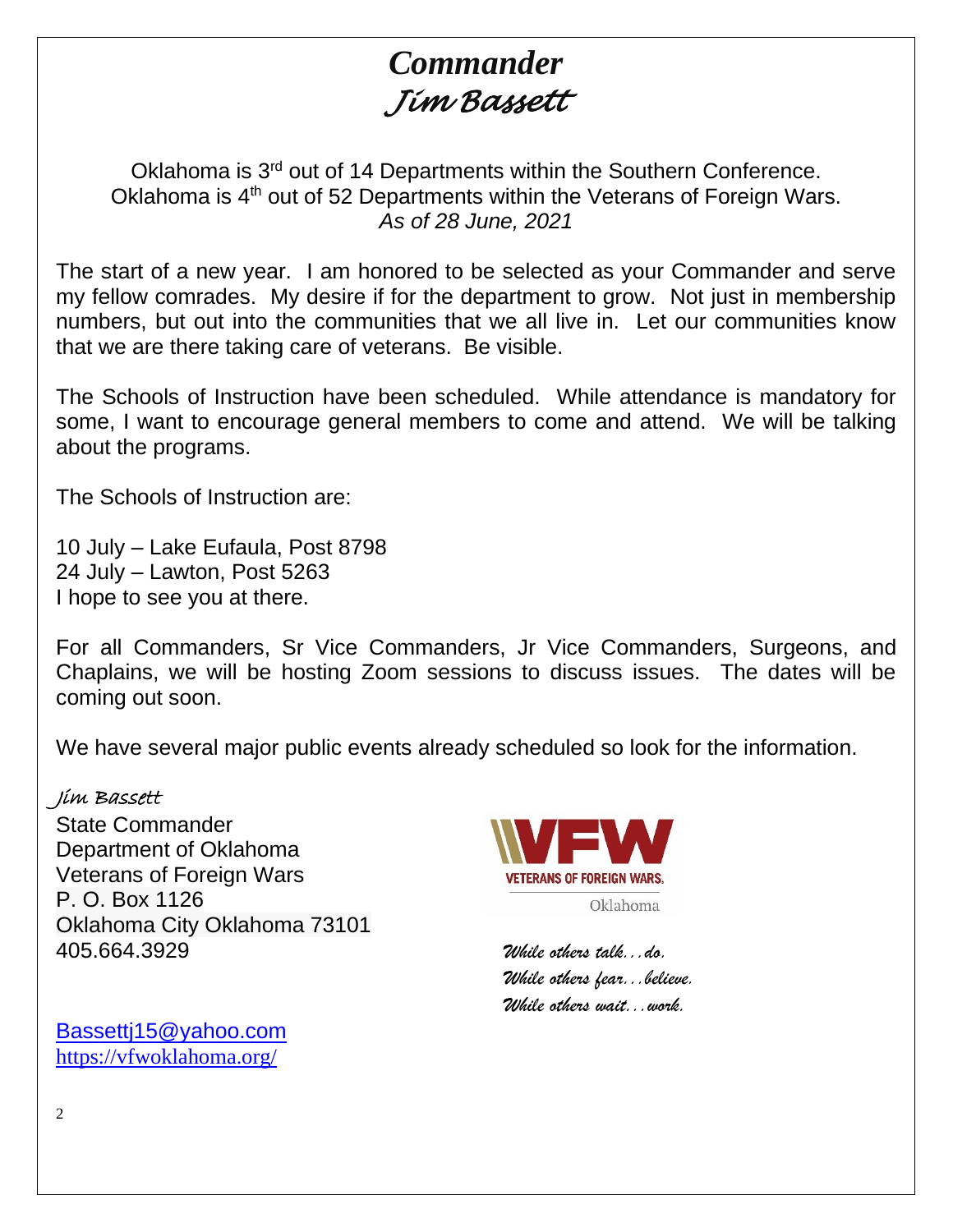# *Commander*
# *Jim Bassett*

Oklahoma is 3rd out of 14 Departments within the Southern Conference.
Oklahoma is 4th out of 52 Departments within the Veterans of Foreign Wars.
*As of 28 June, 2021*

The start of a new year. I am honored to be selected as your Commander and serve my fellow comrades. My desire if for the department to grow. Not just in membership numbers, but out into the communities that we all live in. Let our communities know that we are there taking care of veterans. Be visible.

The Schools of Instruction have been scheduled. While attendance is mandatory for some, I want to encourage general members to come and attend. We will be talking about the programs.

The Schools of Instruction are:

10 July – Lake Eufaula, Post 8798
24 July – Lawton, Post 5263
I hope to see you at there.

For all Commanders, Sr Vice Commanders, Jr Vice Commanders, Surgeons, and Chaplains, we will be hosting Zoom sessions to discuss issues. The dates will be coming out soon.

We have several major public events already scheduled so look for the information.

*Jim Bassett*
State Commander
Department of Oklahoma
Veterans of Foreign Wars
P. O. Box 1126
Oklahoma City Oklahoma 73101
405.664.3929

VFW
VETERANS OF FOREIGN WARS.
Oklahoma

*While others talk…do.*
*While others fear…believe.*
*While others wait…work.*

Bassettj15@yahoo.com
https://vfwoklahoma.org/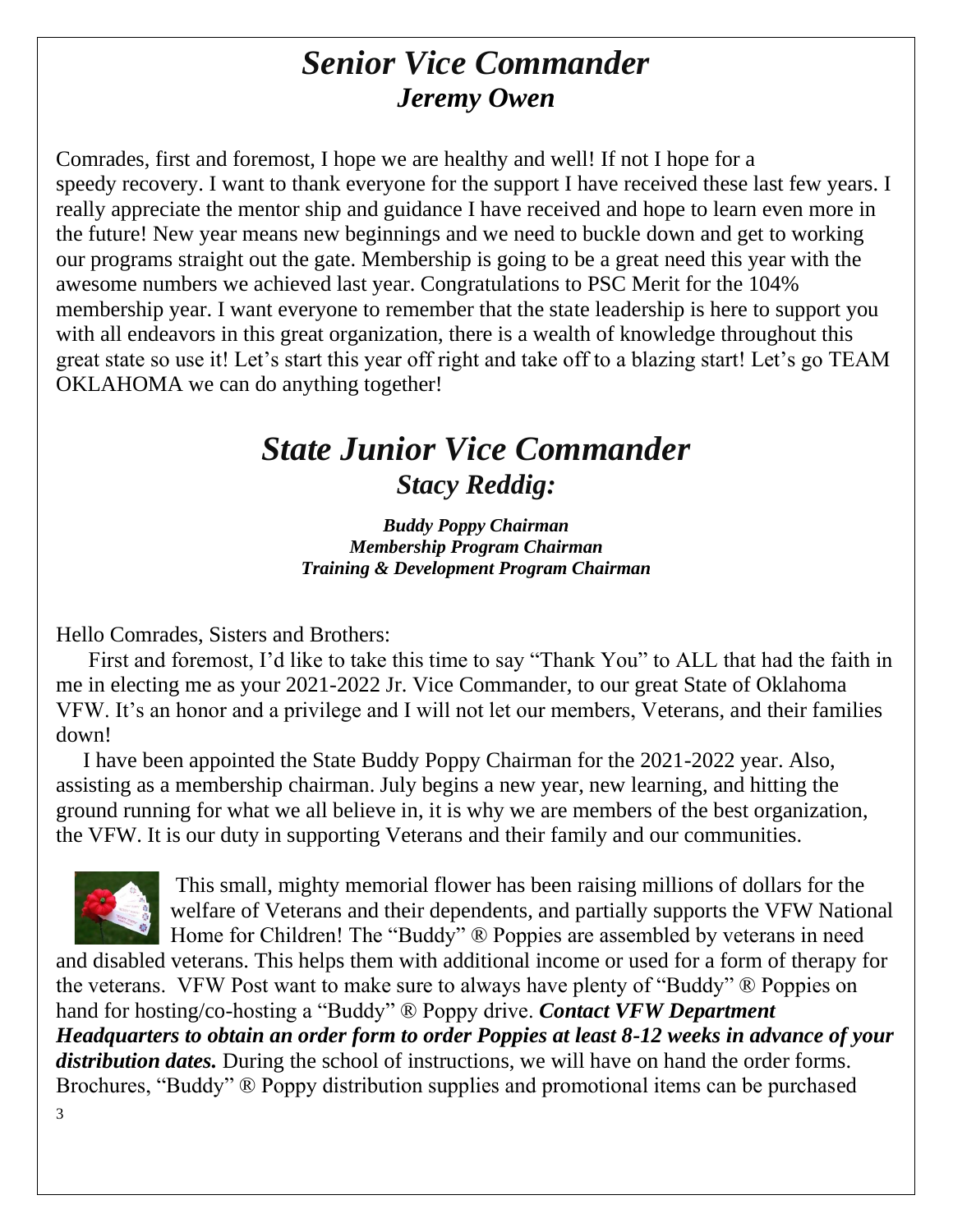# *Senior Vice Commander*

## *Jeremy Owen*

Comrades, first and foremost, I hope we are healthy and well! If not I hope for a speedy recovery. I want to thank everyone for the support I have received these last few years. I really appreciate the mentor ship and guidance I have received and hope to learn even more in the future! New year means new beginnings and we need to buckle down and get to working our programs straight out the gate. Membership is going to be a great need this year with the awesome numbers we achieved last year. Congratulations to PSC Merit for the 104% membership year. I want everyone to remember that the state leadership is here to support you with all endeavors in this great organization, there is a wealth of knowledge throughout this great state so use it! Let's start this year off right and take off to a blazing start! Let's go TEAM OKLAHOMA we can do anything together!

# *State Junior Vice Commander*

## *Stacy Reddig:*

***Buddy Poppy Chairman***
***Membership Program Chairman***
***Training & Development Program Chairman***

Hello Comrades, Sisters and Brothers:

First and foremost, I'd like to take this time to say "Thank You" to ALL that had the faith in me in electing me as your 2021-2022 Jr. Vice Commander, to our great State of Oklahoma VFW. It's an honor and a privilege and I will not let our members, Veterans, and their families down!

I have been appointed the State Buddy Poppy Chairman for the 2021-2022 year. Also, assisting as a membership chairman. July begins a new year, new learning, and hitting the ground running for what we all believe in, it is why we are members of the best organization, the VFW. It is our duty in supporting Veterans and their family and our communities.

This small, mighty memorial flower has been raising millions of dollars for the welfare of Veterans and their dependents, and partially supports the VFW National Home for Children! The "Buddy" ® Poppies are assembled by veterans in need and disabled veterans. This helps them with additional income or used for a form of therapy for the veterans. VFW Post want to make sure to always have plenty of "Buddy" ® Poppies on hand for hosting/co-hosting a "Buddy" ® Poppy drive. ***Contact VFW Department Headquarters to obtain an order form to order Poppies at least 8-12 weeks in advance of your distribution dates.*** During the school of instructions, we will have on hand the order forms. Brochures, "Buddy" ® Poppy distribution supplies and promotional items can be purchased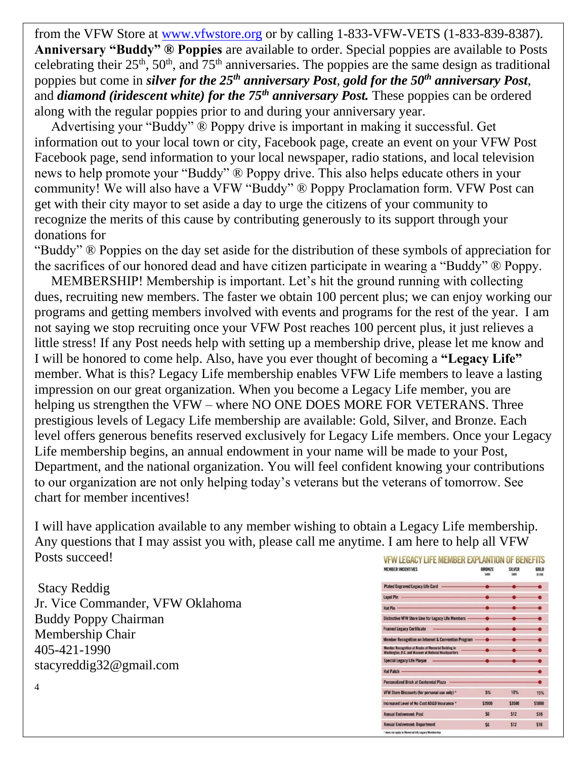from the VFW Store at www.vfwstore.org or by calling 1-833-VFW-VETS (1-833-839-8387). **Anniversary "Buddy" ® Poppies** are available to order. Special poppies are available to Posts celebrating their 25th, 50th, and 75th anniversaries. The poppies are the same design as traditional poppies but come in ***silver for the 25th anniversary Post***, ***gold for the 50th anniversary Post***, and ***diamond (iridescent white) for the 75th anniversary Post.*** These poppies can be ordered along with the regular poppies prior to and during your anniversary year.

Advertising your "Buddy" ® Poppy drive is important in making it successful. Get information out to your local town or city, Facebook page, create an event on your VFW Post Facebook page, send information to your local newspaper, radio stations, and local television news to help promote your "Buddy" ® Poppy drive. This also helps educate others in your community! We will also have a VFW "Buddy" ® Poppy Proclamation form. VFW Post can get with their city mayor to set aside a day to urge the citizens of your community to recognize the merits of this cause by contributing generously to its support through your donations for "Buddy" ® Poppies on the day set aside for the distribution of these symbols of appreciation for the sacrifices of our honored dead and have citizen participate in wearing a "Buddy" ® Poppy.

MEMBERSHIP! Membership is important. Let's hit the ground running with collecting dues, recruiting new members. The faster we obtain 100 percent plus; we can enjoy working our programs and getting members involved with events and programs for the rest of the year. I am not saying we stop recruiting once your VFW Post reaches 100 percent plus, it just relieves a little stress! If any Post needs help with setting up a membership drive, please let me know and I will be honored to come help. Also, have you ever thought of becoming a **"Legacy Life"** member. What is this? Legacy Life membership enables VFW Life members to leave a lasting impression on our great organization. When you become a Legacy Life member, you are helping us strengthen the VFW – where NO ONE DOES MORE FOR VETERANS. Three prestigious levels of Legacy Life membership are available: Gold, Silver, and Bronze. Each level offers generous benefits reserved exclusively for Legacy Life members. Once your Legacy Life membership begins, an annual endowment in your name will be made to your Post, Department, and the national organization. You will feel confident knowing your contributions to our organization are not only helping today's veterans but the veterans of tomorrow. See chart for member incentives!

I will have application available to any member wishing to obtain a Legacy Life membership. Any questions that I may assist you with, please call me anytime. I am here to help all VFW Posts succeed!

Stacy Reddig
Jr. Vice Commander, VFW Oklahoma
Buddy Poppy Chairman
Membership Chair
405-421-1990
stacyreddig32@gmail.com

**VFW LEGACY LIFE MEMBER EXPLANTION OF BENEFITS**

| MEMBER INCENTIVES | BRONZE $400 | SILVER $800 | GOLD $1200 |
|---|---|---|---|
| Plated Engraved Legacy Life Card | ● | ● | ● |
| Lapel Pin | ● | ● | ● |
| Hat Pin | ● | ● | ● |
| Distinctive VFW Store Line for Legacy Life Members | ● | ● | ● |
| Framed Legacy Certificate | ● | ● | ● |
| Member Recognition on Internet & Convention Program | ● | ● | ● |
| Member Recognition at Kiosks at Memorial Building in Washington, D.C. and Museum at National Headquarters | ● | ● | ● |
| Special Legacy Life Plaque | ● | ● | ● |
| Hat Patch | | | ● |
| Personalized Brick at Centennial Plaza | | | ● |
| VFW Store Discounts (for personal use only) * | 5% | 10% | 15% |
| Increased Level of No-Cost AD&D Insurance * | $2000 | $3500 | $5000 |
| Annual Endowment: Post | $6 | $12 | $18 |
| Annual Endowment: Department | $6 | $12 | $18 |

\* does not apply to Memorial Life Legacy Membership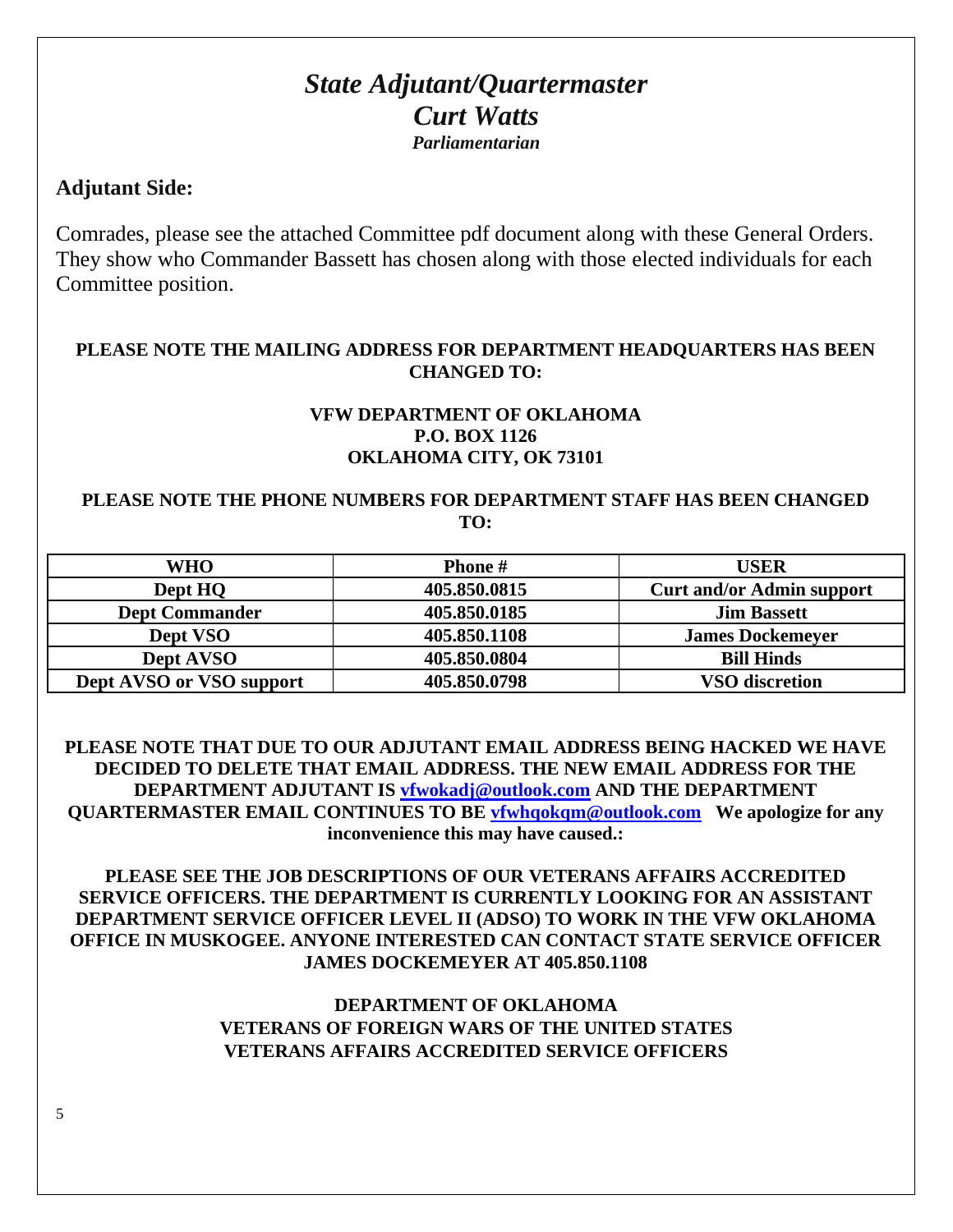# *State Adjutant/Quartermaster*

## *Curt Watts*

***Parliamentarian***

## Adjutant Side:

Comrades, please see the attached Committee pdf document along with these General Orders. They show who Commander Bassett has chosen along with those elected individuals for each Committee position.

**PLEASE NOTE THE MAILING ADDRESS FOR DEPARTMENT HEADQUARTERS HAS BEEN CHANGED TO:**

**VFW DEPARTMENT OF OKLAHOMA**
**P.O. BOX 1126**
**OKLAHOMA CITY, OK 73101**

**PLEASE NOTE THE PHONE NUMBERS FOR DEPARTMENT STAFF HAS BEEN CHANGED TO:**

| WHO | Phone # | USER |
|---|---|---|
| Dept HQ | 405.850.0815 | Curt and/or Admin support |
| Dept Commander | 405.850.0185 | Jim Bassett |
| Dept VSO | 405.850.1108 | James Dockemeyer |
| Dept AVSO | 405.850.0804 | Bill Hinds |
| Dept AVSO or VSO support | 405.850.0798 | VSO discretion |

**PLEASE NOTE THAT DUE TO OUR ADJUTANT EMAIL ADDRESS BEING HACKED WE HAVE DECIDED TO DELETE THAT EMAIL ADDRESS. THE NEW EMAIL ADDRESS FOR THE DEPARTMENT ADJUTANT IS vfwokadj@outlook.com AND THE DEPARTMENT QUARTERMASTER EMAIL CONTINUES TO BE vfwhqokqm@outlook.com We apologize for any inconvenience this may have caused.:**

**PLEASE SEE THE JOB DESCRIPTIONS OF OUR VETERANS AFFAIRS ACCREDITED SERVICE OFFICERS. THE DEPARTMENT IS CURRENTLY LOOKING FOR AN ASSISTANT DEPARTMENT SERVICE OFFICER LEVEL II (ADSO) TO WORK IN THE VFW OKLAHOMA OFFICE IN MUSKOGEE. ANYONE INTERESTED CAN CONTACT STATE SERVICE OFFICER JAMES DOCKEMEYER AT 405.850.1108**

**DEPARTMENT OF OKLAHOMA**
**VETERANS OF FOREIGN WARS OF THE UNITED STATES**
**VETERANS AFFAIRS ACCREDITED SERVICE OFFICERS**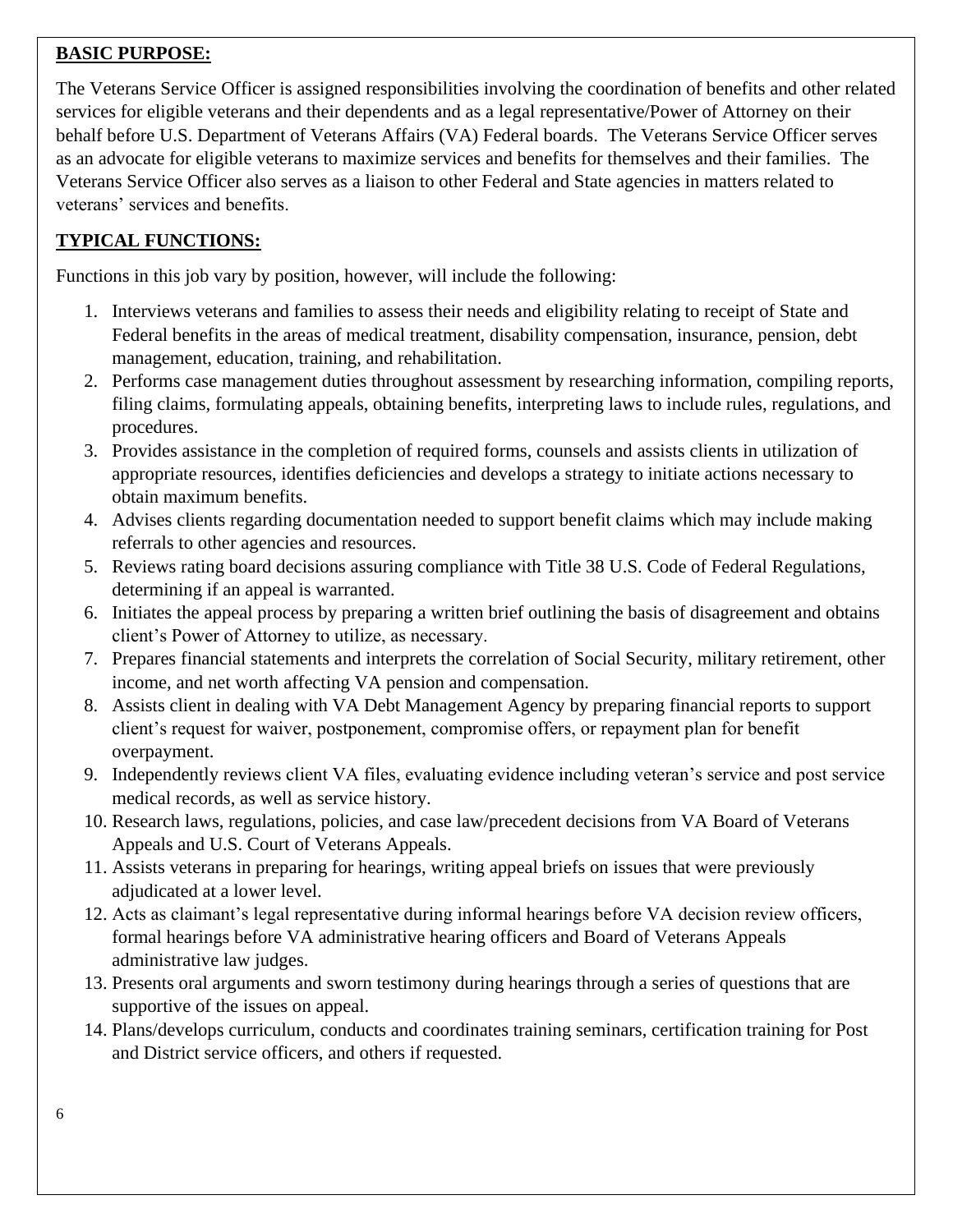## BASIC PURPOSE:

The Veterans Service Officer is assigned responsibilities involving the coordination of benefits and other related services for eligible veterans and their dependents and as a legal representative/Power of Attorney on their behalf before U.S. Department of Veterans Affairs (VA) Federal boards. The Veterans Service Officer serves as an advocate for eligible veterans to maximize services and benefits for themselves and their families. The Veterans Service Officer also serves as a liaison to other Federal and State agencies in matters related to veterans' services and benefits.

## TYPICAL FUNCTIONS:

Functions in this job vary by position, however, will include the following:

1. Interviews veterans and families to assess their needs and eligibility relating to receipt of State and Federal benefits in the areas of medical treatment, disability compensation, insurance, pension, debt management, education, training, and rehabilitation.
2. Performs case management duties throughout assessment by researching information, compiling reports, filing claims, formulating appeals, obtaining benefits, interpreting laws to include rules, regulations, and procedures.
3. Provides assistance in the completion of required forms, counsels and assists clients in utilization of appropriate resources, identifies deficiencies and develops a strategy to initiate actions necessary to obtain maximum benefits.
4. Advises clients regarding documentation needed to support benefit claims which may include making referrals to other agencies and resources.
5. Reviews rating board decisions assuring compliance with Title 38 U.S. Code of Federal Regulations, determining if an appeal is warranted.
6. Initiates the appeal process by preparing a written brief outlining the basis of disagreement and obtains client's Power of Attorney to utilize, as necessary.
7. Prepares financial statements and interprets the correlation of Social Security, military retirement, other income, and net worth affecting VA pension and compensation.
8. Assists client in dealing with VA Debt Management Agency by preparing financial reports to support client's request for waiver, postponement, compromise offers, or repayment plan for benefit overpayment.
9. Independently reviews client VA files, evaluating evidence including veteran's service and post service medical records, as well as service history.
10. Research laws, regulations, policies, and case law/precedent decisions from VA Board of Veterans Appeals and U.S. Court of Veterans Appeals.
11. Assists veterans in preparing for hearings, writing appeal briefs on issues that were previously adjudicated at a lower level.
12. Acts as claimant's legal representative during informal hearings before VA decision review officers, formal hearings before VA administrative hearing officers and Board of Veterans Appeals administrative law judges.
13. Presents oral arguments and sworn testimony during hearings through a series of questions that are supportive of the issues on appeal.
14. Plans/develops curriculum, conducts and coordinates training seminars, certification training for Post and District service officers, and others if requested.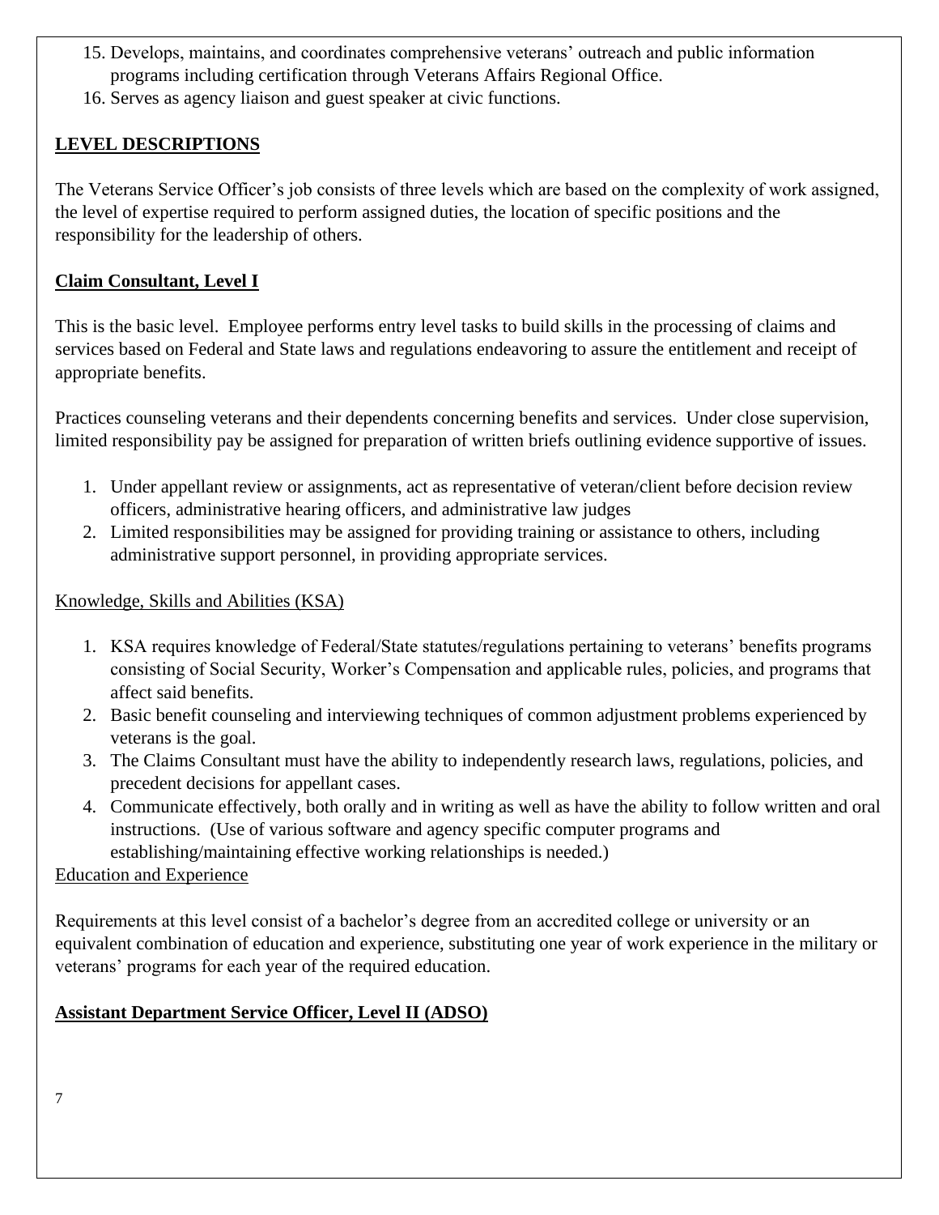15. Develops, maintains, and coordinates comprehensive veterans' outreach and public information programs including certification through Veterans Affairs Regional Office.
16. Serves as agency liaison and guest speaker at civic functions.

## LEVEL DESCRIPTIONS

The Veterans Service Officer's job consists of three levels which are based on the complexity of work assigned, the level of expertise required to perform assigned duties, the location of specific positions and the responsibility for the leadership of others.

### Claim Consultant, Level I

This is the basic level. Employee performs entry level tasks to build skills in the processing of claims and services based on Federal and State laws and regulations endeavoring to assure the entitlement and receipt of appropriate benefits.

Practices counseling veterans and their dependents concerning benefits and services. Under close supervision, limited responsibility pay be assigned for preparation of written briefs outlining evidence supportive of issues.

1. Under appellant review or assignments, act as representative of veteran/client before decision review officers, administrative hearing officers, and administrative law judges
2. Limited responsibilities may be assigned for providing training or assistance to others, including administrative support personnel, in providing appropriate services.

Knowledge, Skills and Abilities (KSA)

1. KSA requires knowledge of Federal/State statutes/regulations pertaining to veterans' benefits programs consisting of Social Security, Worker's Compensation and applicable rules, policies, and programs that affect said benefits.
2. Basic benefit counseling and interviewing techniques of common adjustment problems experienced by veterans is the goal.
3. The Claims Consultant must have the ability to independently research laws, regulations, policies, and precedent decisions for appellant cases.
4. Communicate effectively, both orally and in writing as well as have the ability to follow written and oral instructions. (Use of various software and agency specific computer programs and establishing/maintaining effective working relationships is needed.)

Education and Experience

Requirements at this level consist of a bachelor's degree from an accredited college or university or an equivalent combination of education and experience, substituting one year of work experience in the military or veterans' programs for each year of the required education.

### Assistant Department Service Officer, Level II (ADSO)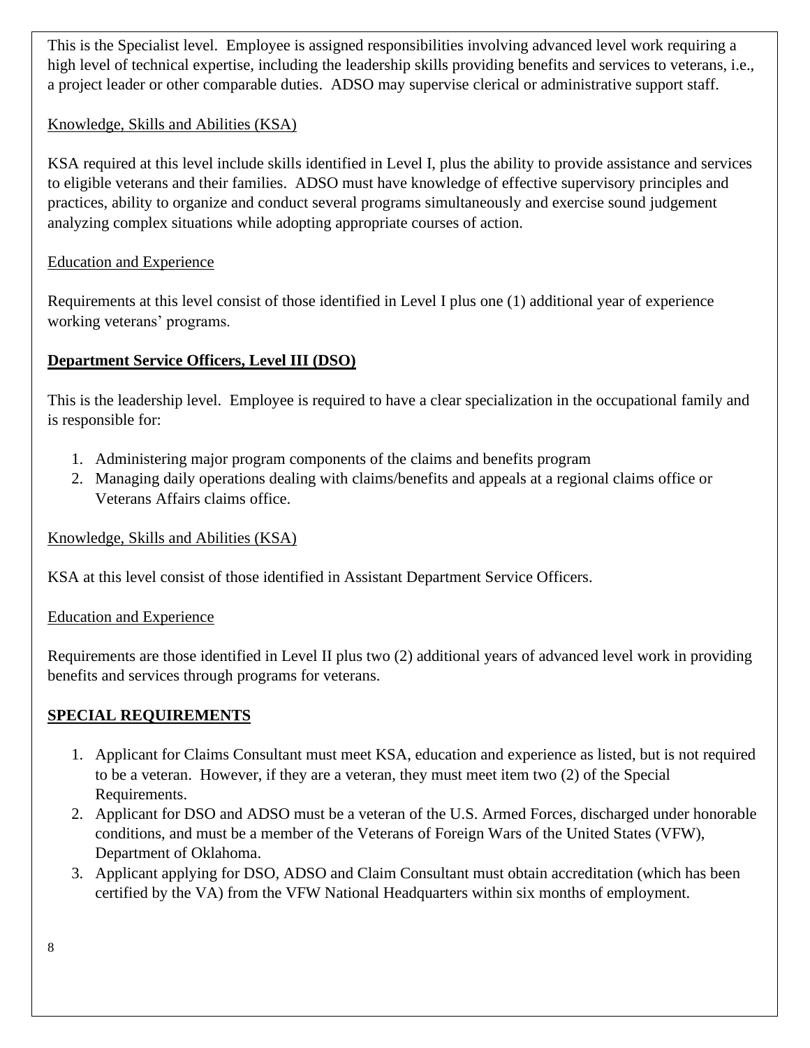This is the Specialist level. Employee is assigned responsibilities involving advanced level work requiring a high level of technical expertise, including the leadership skills providing benefits and services to veterans, i.e., a project leader or other comparable duties. ADSO may supervise clerical or administrative support staff.

Knowledge, Skills and Abilities (KSA)

KSA required at this level include skills identified in Level I, plus the ability to provide assistance and services to eligible veterans and their families. ADSO must have knowledge of effective supervisory principles and practices, ability to organize and conduct several programs simultaneously and exercise sound judgement analyzing complex situations while adopting appropriate courses of action.

Education and Experience

Requirements at this level consist of those identified in Level I plus one (1) additional year of experience working veterans' programs.

**Department Service Officers, Level III (DSO)**

This is the leadership level. Employee is required to have a clear specialization in the occupational family and is responsible for:

1. Administering major program components of the claims and benefits program
2. Managing daily operations dealing with claims/benefits and appeals at a regional claims office or Veterans Affairs claims office.

Knowledge, Skills and Abilities (KSA)

KSA at this level consist of those identified in Assistant Department Service Officers.

Education and Experience

Requirements are those identified in Level II plus two (2) additional years of advanced level work in providing benefits and services through programs for veterans.

**SPECIAL REQUIREMENTS**

1. Applicant for Claims Consultant must meet KSA, education and experience as listed, but is not required to be a veteran. However, if they are a veteran, they must meet item two (2) of the Special Requirements.
2. Applicant for DSO and ADSO must be a veteran of the U.S. Armed Forces, discharged under honorable conditions, and must be a member of the Veterans of Foreign Wars of the United States (VFW), Department of Oklahoma.
3. Applicant applying for DSO, ADSO and Claim Consultant must obtain accreditation (which has been certified by the VA) from the VFW National Headquarters within six months of employment.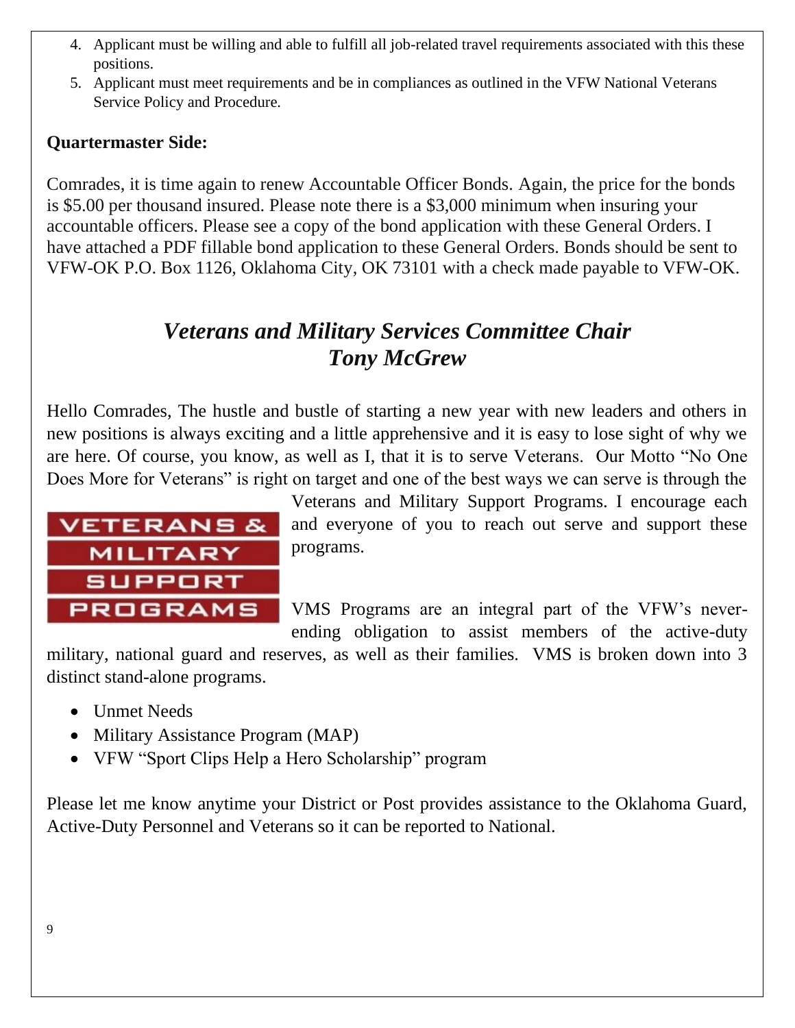4. Applicant must be willing and able to fulfill all job-related travel requirements associated with this these positions.
5. Applicant must meet requirements and be in compliances as outlined in the VFW National Veterans Service Policy and Procedure.

**Quartermaster Side:**

Comrades, it is time again to renew Accountable Officer Bonds. Again, the price for the bonds is $5.00 per thousand insured. Please note there is a $3,000 minimum when insuring your accountable officers. Please see a copy of the bond application with these General Orders. I have attached a PDF fillable bond application to these General Orders. Bonds should be sent to VFW-OK P.O. Box 1126, Oklahoma City, OK 73101 with a check made payable to VFW-OK.

## *Veterans and Military Services Committee Chair*
## *Tony McGrew*

Hello Comrades, The hustle and bustle of starting a new year with new leaders and others in new positions is always exciting and a little apprehensive and it is easy to lose sight of why we are here. Of course, you know, as well as I, that it is to serve Veterans. Our Motto "No One Does More for Veterans" is right on target and one of the best ways we can serve is through the Veterans and Military Support Programs. I encourage each and everyone of you to reach out serve and support these programs.

VETERANS & MILITARY SUPPORT PROGRAMS

VMS Programs are an integral part of the VFW's never-ending obligation to assist members of the active-duty military, national guard and reserves, as well as their families. VMS is broken down into 3 distinct stand-alone programs.

- Unmet Needs
- Military Assistance Program (MAP)
- VFW "Sport Clips Help a Hero Scholarship" program

Please let me know anytime your District or Post provides assistance to the Oklahoma Guard, Active-Duty Personnel and Veterans so it can be reported to National.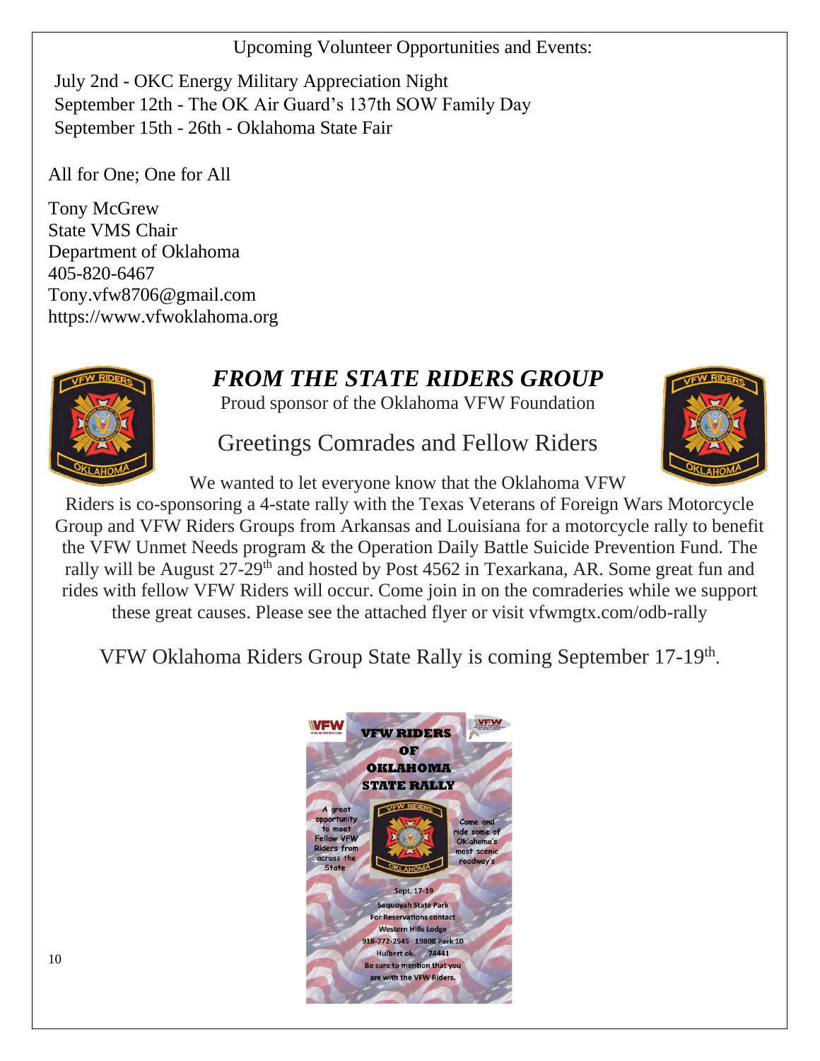Upcoming Volunteer Opportunities and Events:

July 2nd - OKC Energy Military Appreciation Night
September 12th - The OK Air Guard's 137th SOW Family Day
September 15th - 26th - Oklahoma State Fair

All for One; One for All

Tony McGrew
State VMS Chair
Department of Oklahoma
405-820-6467
Tony.vfw8706@gmail.com
https://www.vfwoklahoma.org

## *FROM THE STATE RIDERS GROUP*

Proud sponsor of the Oklahoma VFW Foundation

### Greetings Comrades and Fellow Riders

We wanted to let everyone know that the Oklahoma VFW Riders is co-sponsoring a 4-state rally with the Texas Veterans of Foreign Wars Motorcycle Group and VFW Riders Groups from Arkansas and Louisiana for a motorcycle rally to benefit the VFW Unmet Needs program & the Operation Daily Battle Suicide Prevention Fund. The rally will be August 27-29th and hosted by Post 4562 in Texarkana, AR. Some great fun and rides with fellow VFW Riders will occur. Come join in on the comraderies while we support these great causes. Please see the attached flyer or visit vfwmgtx.com/odb-rally

VFW Oklahoma Riders Group State Rally is coming September 17-19th.

**VFW RIDERS OF OKLAHOMA STATE RALLY**

A great opportunity to meet Fellow VFW Riders from across the State.

Come and ride some of Oklahoma's most scenic roadway's

Sept. 17-19
Sequoyah State Park
For Reservations contact
Western Hills Lodge
918-772-2545 19808 Park 10
Hulbert ok. 74441
Be sure to mention that you are with the VFW Riders.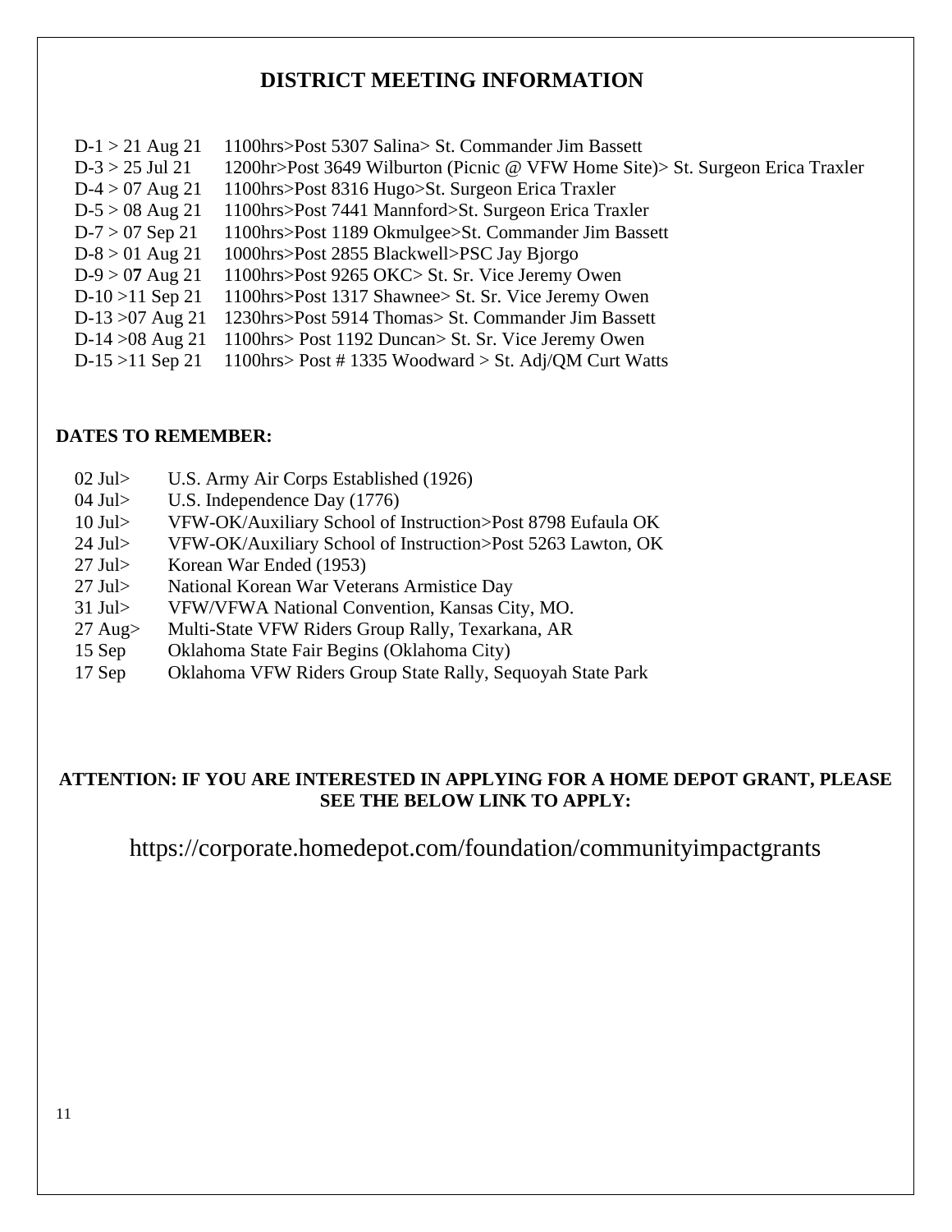## DISTRICT MEETING INFORMATION

D-1 > 21 Aug 21 1100hrs>Post 5307 Salina> St. Commander Jim Bassett
D-3 > 25 Jul 21 1200hr>Post 3649 Wilburton (Picnic @ VFW Home Site)> St. Surgeon Erica Traxler
D-4 > 07 Aug 21 1100hrs>Post 8316 Hugo>St. Surgeon Erica Traxler
D-5 > 08 Aug 21 1100hrs>Post 7441 Mannford>St. Surgeon Erica Traxler
D-7 > 07 Sep 21 1100hrs>Post 1189 Okmulgee>St. Commander Jim Bassett
D-8 > 01 Aug 21 1000hrs>Post 2855 Blackwell>PSC Jay Bjorgo
D-9 > 07 Aug 21 1100hrs>Post 9265 OKC> St. Sr. Vice Jeremy Owen
D-10 >11 Sep 21 1100hrs>Post 1317 Shawnee> St. Sr. Vice Jeremy Owen
D-13 >07 Aug 21 1230hrs>Post 5914 Thomas> St. Commander Jim Bassett
D-14 >08 Aug 21 1100hrs> Post 1192 Duncan> St. Sr. Vice Jeremy Owen
D-15 >11 Sep 21 1100hrs> Post # 1335 Woodward > St. Adj/QM Curt Watts

**DATES TO REMEMBER:**

02 Jul> U.S. Army Air Corps Established (1926)
04 Jul> U.S. Independence Day (1776)
10 Jul> VFW-OK/Auxiliary School of Instruction>Post 8798 Eufaula OK
24 Jul> VFW-OK/Auxiliary School of Instruction>Post 5263 Lawton, OK
27 Jul> Korean War Ended (1953)
27 Jul> National Korean War Veterans Armistice Day
31 Jul> VFW/VFWA National Convention, Kansas City, MO.
27 Aug> Multi-State VFW Riders Group Rally, Texarkana, AR
15 Sep Oklahoma State Fair Begins (Oklahoma City)
17 Sep Oklahoma VFW Riders Group State Rally, Sequoyah State Park

**ATTENTION: IF YOU ARE INTERESTED IN APPLYING FOR A HOME DEPOT GRANT, PLEASE SEE THE BELOW LINK TO APPLY:**

https://corporate.homedepot.com/foundation/communityimpactgrants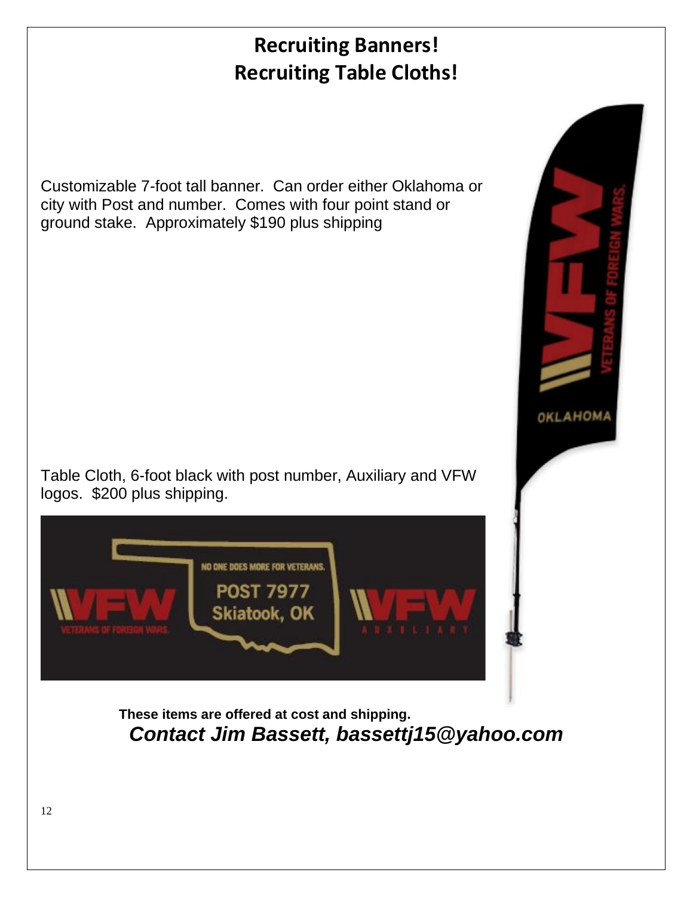# Recruiting Banners!
# Recruiting Table Cloths!

Customizable 7-foot tall banner. Can order either Oklahoma or city with Post and number. Comes with four point stand or ground stake. Approximately $190 plus shipping

Table Cloth, 6-foot black with post number, Auxiliary and VFW logos. $200 plus shipping.

**These items are offered at cost and shipping.**

***Contact Jim Bassett, bassettj15@yahoo.com***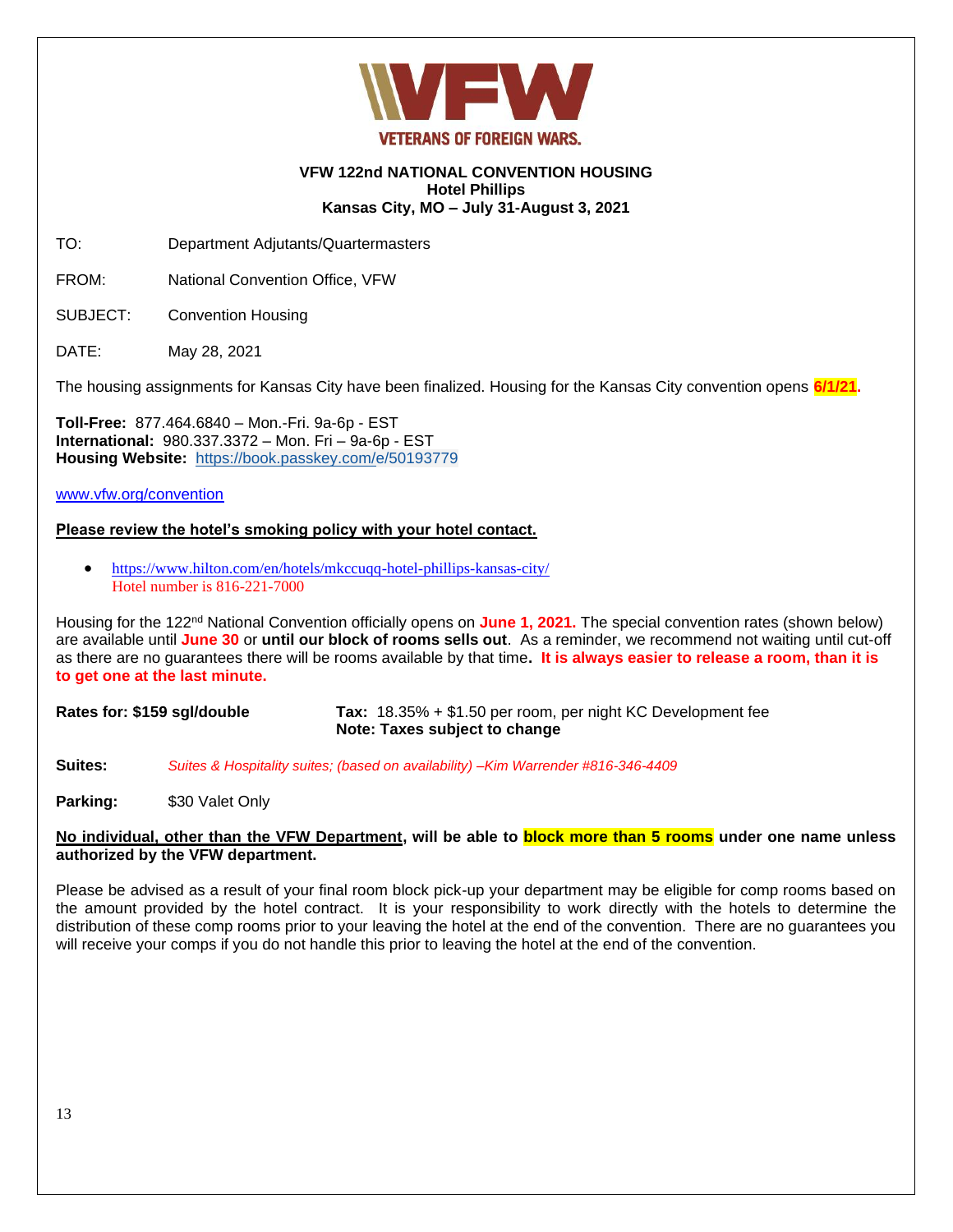**VETERANS OF FOREIGN WARS.**

**VFW 122nd NATIONAL CONVENTION HOUSING**
**Hotel Phillips**
**Kansas City, MO – July 31-August 3, 2021**

TO: Department Adjutants/Quartermasters

FROM: National Convention Office, VFW

SUBJECT: Convention Housing

DATE: May 28, 2021

The housing assignments for Kansas City have been finalized. Housing for the Kansas City convention opens **6/1/21**.

**Toll-Free:** 877.464.6840 – Mon.-Fri. 9a-6p - EST
**International:** 980.337.3372 – Mon. Fri – 9a-6p - EST
**Housing Website:** https://book.passkey.com/e/50193779

www.vfw.org/convention

**Please review the hotel's smoking policy with your hotel contact.**

- https://www.hilton.com/en/hotels/mkccuqq-hotel-phillips-kansas-city/
  Hotel number is 816-221-7000

Housing for the 122nd National Convention officially opens on **June 1, 2021.** The special convention rates (shown below) are available until **June 30** or **until our block of rooms sells out**. As a reminder, we recommend not waiting until cut-off as there are no guarantees there will be rooms available by that time**. It is always easier to release a room, than it is to get one at the last minute.**

**Rates for: $159 sgl/double** **Tax:** 18.35% + $1.50 per room, per night KC Development fee
**Note: Taxes subject to change**

**Suites:** *Suites & Hospitality suites; (based on availability) –Kim Warrender #816-346-4409*

**Parking:** $30 Valet Only

**No individual, other than the VFW Department, will be able to block more than 5 rooms under one name unless authorized by the VFW department.**

Please be advised as a result of your final room block pick-up your department may be eligible for comp rooms based on the amount provided by the hotel contract. It is your responsibility to work directly with the hotels to determine the distribution of these comp rooms prior to your leaving the hotel at the end of the convention. There are no guarantees you will receive your comps if you do not handle this prior to leaving the hotel at the end of the convention.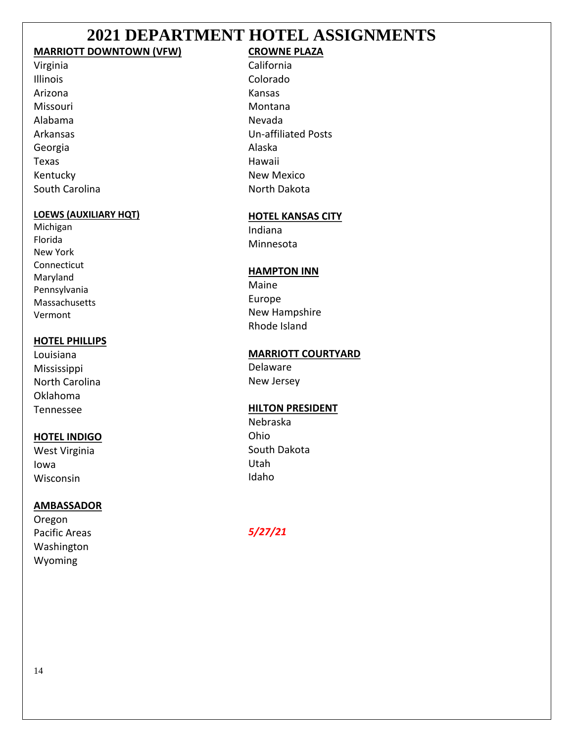# 2021 DEPARTMENT HOTEL ASSIGNMENTS

**MARRIOTT DOWNTOWN (VFW)**

Virginia
Illinois
Arizona
Missouri
Alabama
Arkansas
Georgia
Texas
Kentucky
South Carolina

**LOEWS (AUXILIARY HQT)**

Michigan
Florida
New York
Connecticut
Maryland
Pennsylvania
Massachusetts
Vermont

**HOTEL PHILLIPS**

Louisiana
Mississippi
North Carolina
Oklahoma
Tennessee

**HOTEL INDIGO**

West Virginia
Iowa
Wisconsin

**AMBASSADOR**

Oregon
Pacific Areas
Washington
Wyoming

**CROWNE PLAZA**

California
Colorado
Kansas
Montana
Nevada
Un-affiliated Posts
Alaska
Hawaii
New Mexico
North Dakota

**HOTEL KANSAS CITY**

Indiana
Minnesota

**HAMPTON INN**

Maine
Europe
New Hampshire
Rhode Island

**MARRIOTT COURTYARD**

Delaware
New Jersey

**HILTON PRESIDENT**

Nebraska
Ohio
South Dakota
Utah
Idaho

***5/27/21***